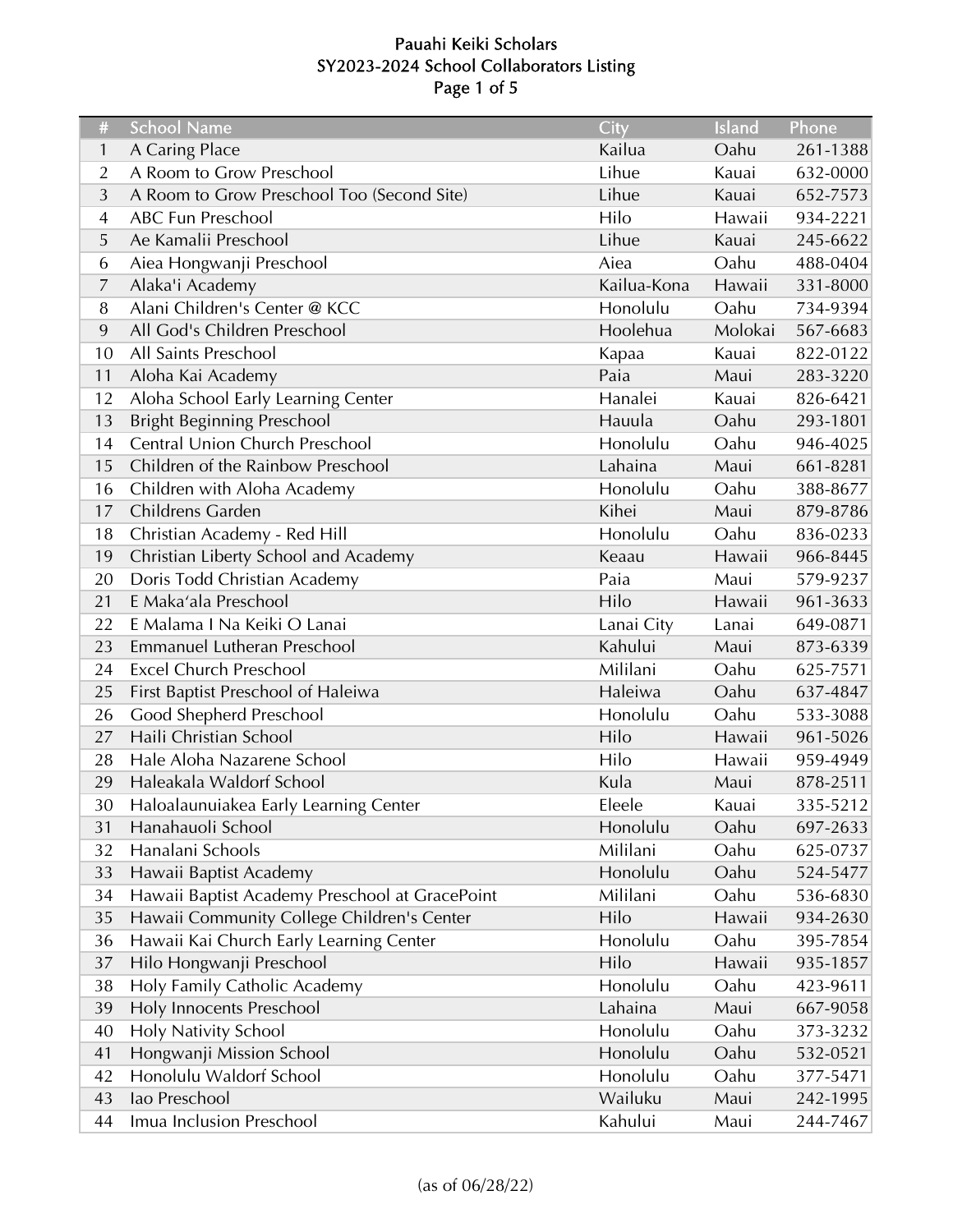# Pauahi Keiki Scholars
## SY2023-2024 School Collaborators Listing

| # | School Name | City | Island | Phone |
|---|---|---|---|---|
| 1 | A Caring Place | Kailua | Oahu | 261-1388 |
| 2 | A Room to Grow Preschool | Lihue | Kauai | 632-0000 |
| 3 | A Room to Grow Preschool Too (Second Site) | Lihue | Kauai | 652-7573 |
| 4 | ABC Fun Preschool | Hilo | Hawaii | 934-2221 |
| 5 | Ae Kamalii Preschool | Lihue | Kauai | 245-6622 |
| 6 | Aiea Hongwanji Preschool | Aiea | Oahu | 488-0404 |
| 7 | Alaka'i Academy | Kailua-Kona | Hawaii | 331-8000 |
| 8 | Alani Children's Center @ KCC | Honolulu | Oahu | 734-9394 |
| 9 | All God's Children Preschool | Hoolehua | Molokai | 567-6683 |
| 10 | All Saints Preschool | Kapaa | Kauai | 822-0122 |
| 11 | Aloha Kai Academy | Paia | Maui | 283-3220 |
| 12 | Aloha School Early Learning Center | Hanalei | Kauai | 826-6421 |
| 13 | Bright Beginning Preschool | Hauula | Oahu | 293-1801 |
| 14 | Central Union Church Preschool | Honolulu | Oahu | 946-4025 |
| 15 | Children of the Rainbow Preschool | Lahaina | Maui | 661-8281 |
| 16 | Children with Aloha Academy | Honolulu | Oahu | 388-8677 |
| 17 | Childrens Garden | Kihei | Maui | 879-8786 |
| 18 | Christian Academy - Red Hill | Honolulu | Oahu | 836-0233 |
| 19 | Christian Liberty School and Academy | Keaau | Hawaii | 966-8445 |
| 20 | Doris Todd Christian Academy | Paia | Maui | 579-9237 |
| 21 | E Maka‘ala Preschool | Hilo | Hawaii | 961-3633 |
| 22 | E Malama I Na Keiki O Lanai | Lanai City | Lanai | 649-0871 |
| 23 | Emmanuel Lutheran Preschool | Kahului | Maui | 873-6339 |
| 24 | Excel Church Preschool | Mililani | Oahu | 625-7571 |
| 25 | First Baptist Preschool of Haleiwa | Haleiwa | Oahu | 637-4847 |
| 26 | Good Shepherd Preschool | Honolulu | Oahu | 533-3088 |
| 27 | Haili Christian School | Hilo | Hawaii | 961-5026 |
| 28 | Hale Aloha Nazarene School | Hilo | Hawaii | 959-4949 |
| 29 | Haleakala Waldorf School | Kula | Maui | 878-2511 |
| 30 | Haloalaunuiakea Early Learning Center | Eleele | Kauai | 335-5212 |
| 31 | Hanahauoli School | Honolulu | Oahu | 697-2633 |
| 32 | Hanalani Schools | Mililani | Oahu | 625-0737 |
| 33 | Hawaii Baptist Academy | Honolulu | Oahu | 524-5477 |
| 34 | Hawaii Baptist Academy Preschool at GracePoint | Mililani | Oahu | 536-6830 |
| 35 | Hawaii Community College Children's Center | Hilo | Hawaii | 934-2630 |
| 36 | Hawaii Kai Church Early Learning Center | Honolulu | Oahu | 395-7854 |
| 37 | Hilo Hongwanji Preschool | Hilo | Hawaii | 935-1857 |
| 38 | Holy Family Catholic Academy | Honolulu | Oahu | 423-9611 |
| 39 | Holy Innocents Preschool | Lahaina | Maui | 667-9058 |
| 40 | Holy Nativity School | Honolulu | Oahu | 373-3232 |
| 41 | Hongwanji Mission School | Honolulu | Oahu | 532-0521 |
| 42 | Honolulu Waldorf School | Honolulu | Oahu | 377-5471 |
| 43 | Iao Preschool | Wailuku | Maui | 242-1995 |
| 44 | Imua Inclusion Preschool | Kahului | Maui | 244-7467 |

(as of 06/28/22)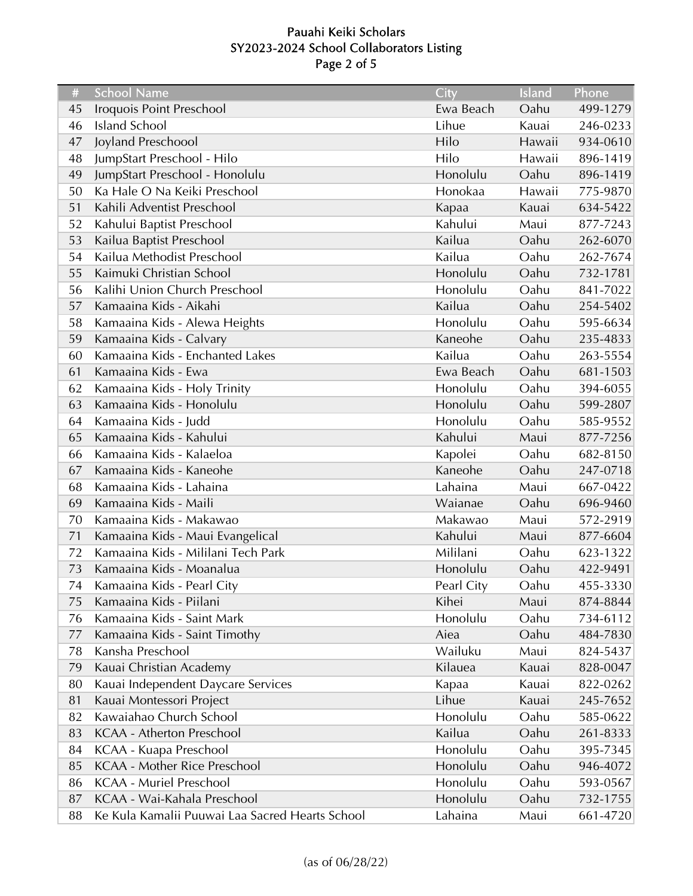# Pauahi Keiki Scholars
## SY2023-2024 School Collaborators Listing

| # | School Name | City | Island | Phone |
|---|---|---|---|---|
| 45 | Iroquois Point Preschool | Ewa Beach | Oahu | 499-1279 |
| 46 | Island School | Lihue | Kauai | 246-0233 |
| 47 | Joyland Preschoool | Hilo | Hawaii | 934-0610 |
| 48 | JumpStart Preschool - Hilo | Hilo | Hawaii | 896-1419 |
| 49 | JumpStart Preschool - Honolulu | Honolulu | Oahu | 896-1419 |
| 50 | Ka Hale O Na Keiki Preschool | Honokaa | Hawaii | 775-9870 |
| 51 | Kahili Adventist Preschool | Kapaa | Kauai | 634-5422 |
| 52 | Kahului Baptist Preschool | Kahului | Maui | 877-7243 |
| 53 | Kailua Baptist Preschool | Kailua | Oahu | 262-6070 |
| 54 | Kailua Methodist Preschool | Kailua | Oahu | 262-7674 |
| 55 | Kaimuki Christian School | Honolulu | Oahu | 732-1781 |
| 56 | Kalihi Union Church Preschool | Honolulu | Oahu | 841-7022 |
| 57 | Kamaaina Kids - Aikahi | Kailua | Oahu | 254-5402 |
| 58 | Kamaaina Kids - Alewa Heights | Honolulu | Oahu | 595-6634 |
| 59 | Kamaaina Kids - Calvary | Kaneohe | Oahu | 235-4833 |
| 60 | Kamaaina Kids - Enchanted Lakes | Kailua | Oahu | 263-5554 |
| 61 | Kamaaina Kids - Ewa | Ewa Beach | Oahu | 681-1503 |
| 62 | Kamaaina Kids - Holy Trinity | Honolulu | Oahu | 394-6055 |
| 63 | Kamaaina Kids - Honolulu | Honolulu | Oahu | 599-2807 |
| 64 | Kamaaina Kids - Judd | Honolulu | Oahu | 585-9552 |
| 65 | Kamaaina Kids - Kahului | Kahului | Maui | 877-7256 |
| 66 | Kamaaina Kids - Kalaeloa | Kapolei | Oahu | 682-8150 |
| 67 | Kamaaina Kids - Kaneohe | Kaneohe | Oahu | 247-0718 |
| 68 | Kamaaina Kids - Lahaina | Lahaina | Maui | 667-0422 |
| 69 | Kamaaina Kids - Maili | Waianae | Oahu | 696-9460 |
| 70 | Kamaaina Kids - Makawao | Makawao | Maui | 572-2919 |
| 71 | Kamaaina Kids - Maui Evangelical | Kahului | Maui | 877-6604 |
| 72 | Kamaaina Kids - Mililani Tech Park | Mililani | Oahu | 623-1322 |
| 73 | Kamaaina Kids - Moanalua | Honolulu | Oahu | 422-9491 |
| 74 | Kamaaina Kids - Pearl City | Pearl City | Oahu | 455-3330 |
| 75 | Kamaaina Kids - Piilani | Kihei | Maui | 874-8844 |
| 76 | Kamaaina Kids - Saint Mark | Honolulu | Oahu | 734-6112 |
| 77 | Kamaaina Kids - Saint Timothy | Aiea | Oahu | 484-7830 |
| 78 | Kansha Preschool | Wailuku | Maui | 824-5437 |
| 79 | Kauai Christian Academy | Kilauea | Kauai | 828-0047 |
| 80 | Kauai Independent Daycare Services | Kapaa | Kauai | 822-0262 |
| 81 | Kauai Montessori Project | Lihue | Kauai | 245-7652 |
| 82 | Kawaiahao Church School | Honolulu | Oahu | 585-0622 |
| 83 | KCAA - Atherton Preschool | Kailua | Oahu | 261-8333 |
| 84 | KCAA - Kuapa Preschool | Honolulu | Oahu | 395-7345 |
| 85 | KCAA - Mother Rice Preschool | Honolulu | Oahu | 946-4072 |
| 86 | KCAA - Muriel Preschool | Honolulu | Oahu | 593-0567 |
| 87 | KCAA - Wai-Kahala Preschool | Honolulu | Oahu | 732-1755 |
| 88 | Ke Kula Kamalii Puuwai Laa Sacred Hearts School | Lahaina | Maui | 661-4720 |

(as of 06/28/22)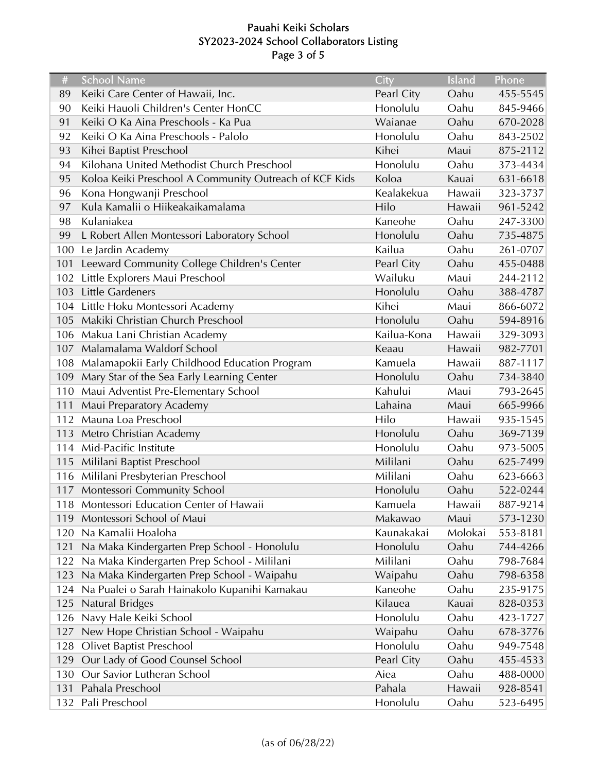# Pauahi Keiki Scholars

## SY2023-2024 School Collaborators Listing

| # | School Name | City | Island | Phone |
|---|---|---|---|---|
| 89 | Keiki Care Center of Hawaii, Inc. | Pearl City | Oahu | 455-5545 |
| 90 | Keiki Hauoli Children's Center HonCC | Honolulu | Oahu | 845-9466 |
| 91 | Keiki O Ka Aina Preschools - Ka Pua | Waianae | Oahu | 670-2028 |
| 92 | Keiki O Ka Aina Preschools - Palolo | Honolulu | Oahu | 843-2502 |
| 93 | Kihei Baptist Preschool | Kihei | Maui | 875-2112 |
| 94 | Kilohana United Methodist Church Preschool | Honolulu | Oahu | 373-4434 |
| 95 | Koloa Keiki Preschool A Community Outreach of KCF Kids | Koloa | Kauai | 631-6618 |
| 96 | Kona Hongwanji Preschool | Kealakekua | Hawaii | 323-3737 |
| 97 | Kula Kamalii o Hiikeakaikamalama | Hilo | Hawaii | 961-5242 |
| 98 | Kulaniakea | Kaneohe | Oahu | 247-3300 |
| 99 | L Robert Allen Montessori Laboratory School | Honolulu | Oahu | 735-4875 |
| 100 | Le Jardin Academy | Kailua | Oahu | 261-0707 |
| 101 | Leeward Community College Children's Center | Pearl City | Oahu | 455-0488 |
| 102 | Little Explorers Maui Preschool | Wailuku | Maui | 244-2112 |
| 103 | Little Gardeners | Honolulu | Oahu | 388-4787 |
| 104 | Little Hoku Montessori Academy | Kihei | Maui | 866-6072 |
| 105 | Makiki Christian Church Preschool | Honolulu | Oahu | 594-8916 |
| 106 | Makua Lani Christian Academy | Kailua-Kona | Hawaii | 329-3093 |
| 107 | Malamalama Waldorf School | Keaau | Hawaii | 982-7701 |
| 108 | Malamapokii Early Childhood Education Program | Kamuela | Hawaii | 887-1117 |
| 109 | Mary Star of the Sea Early Learning Center | Honolulu | Oahu | 734-3840 |
| 110 | Maui Adventist Pre-Elementary School | Kahului | Maui | 793-2645 |
| 111 | Maui Preparatory Academy | Lahaina | Maui | 665-9966 |
| 112 | Mauna Loa Preschool | Hilo | Hawaii | 935-1545 |
| 113 | Metro Christian Academy | Honolulu | Oahu | 369-7139 |
| 114 | Mid-Pacific Institute | Honolulu | Oahu | 973-5005 |
| 115 | Mililani Baptist Preschool | Mililani | Oahu | 625-7499 |
| 116 | Mililani Presbyterian Preschool | Mililani | Oahu | 623-6663 |
| 117 | Montessori Community School | Honolulu | Oahu | 522-0244 |
| 118 | Montessori Education Center of Hawaii | Kamuela | Hawaii | 887-9214 |
| 119 | Montessori School of Maui | Makawao | Maui | 573-1230 |
| 120 | Na Kamalii Hoaloha | Kaunakakai | Molokai | 553-8181 |
| 121 | Na Maka Kindergarten Prep School - Honolulu | Honolulu | Oahu | 744-4266 |
| 122 | Na Maka Kindergarten Prep School - Mililani | Mililani | Oahu | 798-7684 |
| 123 | Na Maka Kindergarten Prep School - Waipahu | Waipahu | Oahu | 798-6358 |
| 124 | Na Pualei o Sarah Hainakolo Kupanihi Kamakau | Kaneohe | Oahu | 235-9175 |
| 125 | Natural Bridges | Kilauea | Kauai | 828-0353 |
| 126 | Navy Hale Keiki School | Honolulu | Oahu | 423-1727 |
| 127 | New Hope Christian School - Waipahu | Waipahu | Oahu | 678-3776 |
| 128 | Olivet Baptist Preschool | Honolulu | Oahu | 949-7548 |
| 129 | Our Lady of Good Counsel School | Pearl City | Oahu | 455-4533 |
| 130 | Our Savior Lutheran School | Aiea | Oahu | 488-0000 |
| 131 | Pahala Preschool | Pahala | Hawaii | 928-8541 |
| 132 | Pali Preschool | Honolulu | Oahu | 523-6495 |

(as of 06/28/22)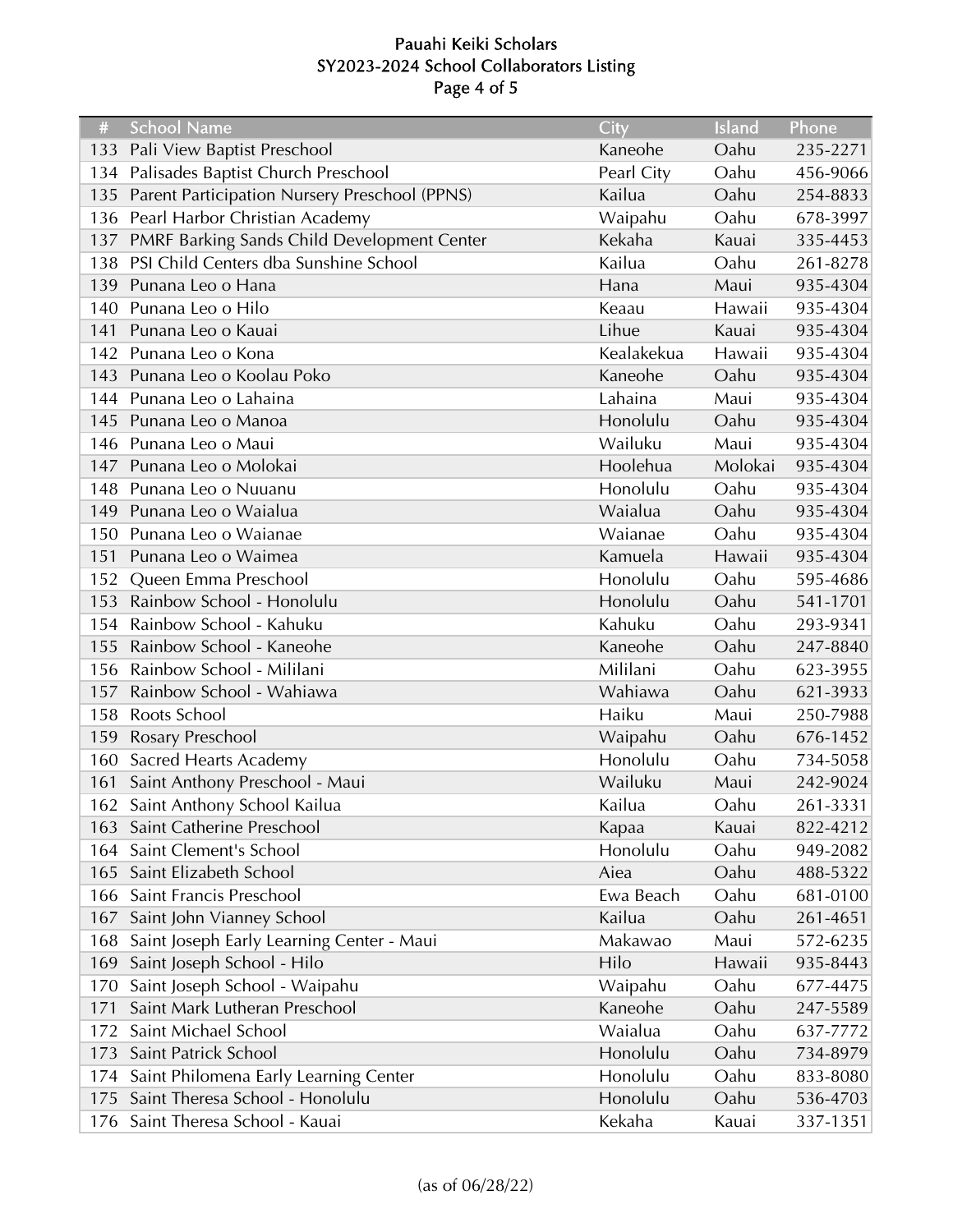# Pauahi Keiki Scholars
## SY2023-2024 School Collaborators Listing

| # | School Name | City | Island | Phone |
|---|---|---|---|---|
| 133 | Pali View Baptist Preschool | Kaneohe | Oahu | 235-2271 |
| 134 | Palisades Baptist Church Preschool | Pearl City | Oahu | 456-9066 |
| 135 | Parent Participation Nursery Preschool (PPNS) | Kailua | Oahu | 254-8833 |
| 136 | Pearl Harbor Christian Academy | Waipahu | Oahu | 678-3997 |
| 137 | PMRF Barking Sands Child Development Center | Kekaha | Kauai | 335-4453 |
| 138 | PSI Child Centers dba Sunshine School | Kailua | Oahu | 261-8278 |
| 139 | Punana Leo o Hana | Hana | Maui | 935-4304 |
| 140 | Punana Leo o Hilo | Keaau | Hawaii | 935-4304 |
| 141 | Punana Leo o Kauai | Lihue | Kauai | 935-4304 |
| 142 | Punana Leo o Kona | Kealakekua | Hawaii | 935-4304 |
| 143 | Punana Leo o Koolau Poko | Kaneohe | Oahu | 935-4304 |
| 144 | Punana Leo o Lahaina | Lahaina | Maui | 935-4304 |
| 145 | Punana Leo o Manoa | Honolulu | Oahu | 935-4304 |
| 146 | Punana Leo o Maui | Wailuku | Maui | 935-4304 |
| 147 | Punana Leo o Molokai | Hoolehua | Molokai | 935-4304 |
| 148 | Punana Leo o Nuuanu | Honolulu | Oahu | 935-4304 |
| 149 | Punana Leo o Waialua | Waialua | Oahu | 935-4304 |
| 150 | Punana Leo o Waianae | Waianae | Oahu | 935-4304 |
| 151 | Punana Leo o Waimea | Kamuela | Hawaii | 935-4304 |
| 152 | Queen Emma Preschool | Honolulu | Oahu | 595-4686 |
| 153 | Rainbow School - Honolulu | Honolulu | Oahu | 541-1701 |
| 154 | Rainbow School - Kahuku | Kahuku | Oahu | 293-9341 |
| 155 | Rainbow School - Kaneohe | Kaneohe | Oahu | 247-8840 |
| 156 | Rainbow School - Mililani | Mililani | Oahu | 623-3955 |
| 157 | Rainbow School - Wahiawa | Wahiawa | Oahu | 621-3933 |
| 158 | Roots School | Haiku | Maui | 250-7988 |
| 159 | Rosary Preschool | Waipahu | Oahu | 676-1452 |
| 160 | Sacred Hearts Academy | Honolulu | Oahu | 734-5058 |
| 161 | Saint Anthony Preschool - Maui | Wailuku | Maui | 242-9024 |
| 162 | Saint Anthony School Kailua | Kailua | Oahu | 261-3331 |
| 163 | Saint Catherine Preschool | Kapaa | Kauai | 822-4212 |
| 164 | Saint Clement's School | Honolulu | Oahu | 949-2082 |
| 165 | Saint Elizabeth School | Aiea | Oahu | 488-5322 |
| 166 | Saint Francis Preschool | Ewa Beach | Oahu | 681-0100 |
| 167 | Saint John Vianney School | Kailua | Oahu | 261-4651 |
| 168 | Saint Joseph Early Learning Center - Maui | Makawao | Maui | 572-6235 |
| 169 | Saint Joseph School - Hilo | Hilo | Hawaii | 935-8443 |
| 170 | Saint Joseph School - Waipahu | Waipahu | Oahu | 677-4475 |
| 171 | Saint Mark Lutheran Preschool | Kaneohe | Oahu | 247-5589 |
| 172 | Saint Michael School | Waialua | Oahu | 637-7772 |
| 173 | Saint Patrick School | Honolulu | Oahu | 734-8979 |
| 174 | Saint Philomena Early Learning Center | Honolulu | Oahu | 833-8080 |
| 175 | Saint Theresa School - Honolulu | Honolulu | Oahu | 536-4703 |
| 176 | Saint Theresa School - Kauai | Kekaha | Kauai | 337-1351 |

(as of 06/28/22)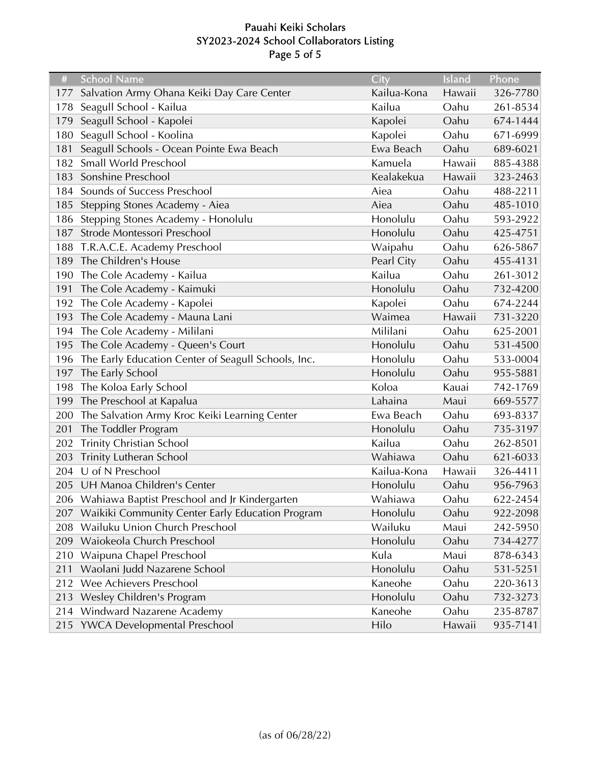# Pauahi Keiki Scholars

## SY2023-2024 School Collaborators Listing

| # | School Name | City | Island | Phone |
|---|---|---|---|---|
| 177 | Salvation Army Ohana Keiki Day Care Center | Kailua-Kona | Hawaii | 326-7780 |
| 178 | Seagull School - Kailua | Kailua | Oahu | 261-8534 |
| 179 | Seagull School - Kapolei | Kapolei | Oahu | 674-1444 |
| 180 | Seagull School - Koolina | Kapolei | Oahu | 671-6999 |
| 181 | Seagull Schools - Ocean Pointe Ewa Beach | Ewa Beach | Oahu | 689-6021 |
| 182 | Small World Preschool | Kamuela | Hawaii | 885-4388 |
| 183 | Sonshine Preschool | Kealakekua | Hawaii | 323-2463 |
| 184 | Sounds of Success Preschool | Aiea | Oahu | 488-2211 |
| 185 | Stepping Stones Academy - Aiea | Aiea | Oahu | 485-1010 |
| 186 | Stepping Stones Academy - Honolulu | Honolulu | Oahu | 593-2922 |
| 187 | Strode Montessori Preschool | Honolulu | Oahu | 425-4751 |
| 188 | T.R.A.C.E. Academy Preschool | Waipahu | Oahu | 626-5867 |
| 189 | The Children's House | Pearl City | Oahu | 455-4131 |
| 190 | The Cole Academy - Kailua | Kailua | Oahu | 261-3012 |
| 191 | The Cole Academy - Kaimuki | Honolulu | Oahu | 732-4200 |
| 192 | The Cole Academy - Kapolei | Kapolei | Oahu | 674-2244 |
| 193 | The Cole Academy - Mauna Lani | Waimea | Hawaii | 731-3220 |
| 194 | The Cole Academy - Mililani | Mililani | Oahu | 625-2001 |
| 195 | The Cole Academy - Queen's Court | Honolulu | Oahu | 531-4500 |
| 196 | The Early Education Center of Seagull Schools, Inc. | Honolulu | Oahu | 533-0004 |
| 197 | The Early School | Honolulu | Oahu | 955-5881 |
| 198 | The Koloa Early School | Koloa | Kauai | 742-1769 |
| 199 | The Preschool at Kapalua | Lahaina | Maui | 669-5577 |
| 200 | The Salvation Army Kroc Keiki Learning Center | Ewa Beach | Oahu | 693-8337 |
| 201 | The Toddler Program | Honolulu | Oahu | 735-3197 |
| 202 | Trinity Christian School | Kailua | Oahu | 262-8501 |
| 203 | Trinity Lutheran School | Wahiawa | Oahu | 621-6033 |
| 204 | U of N Preschool | Kailua-Kona | Hawaii | 326-4411 |
| 205 | UH Manoa Children's Center | Honolulu | Oahu | 956-7963 |
| 206 | Wahiawa Baptist Preschool and Jr Kindergarten | Wahiawa | Oahu | 622-2454 |
| 207 | Waikiki Community Center Early Education Program | Honolulu | Oahu | 922-2098 |
| 208 | Wailuku Union Church Preschool | Wailuku | Maui | 242-5950 |
| 209 | Waiokeola Church Preschool | Honolulu | Oahu | 734-4277 |
| 210 | Waipuna Chapel Preschool | Kula | Maui | 878-6343 |
| 211 | Waolani Judd Nazarene School | Honolulu | Oahu | 531-5251 |
| 212 | Wee Achievers Preschool | Kaneohe | Oahu | 220-3613 |
| 213 | Wesley Children's Program | Honolulu | Oahu | 732-3273 |
| 214 | Windward Nazarene Academy | Kaneohe | Oahu | 235-8787 |
| 215 | YWCA Developmental Preschool | Hilo | Hawaii | 935-7141 |